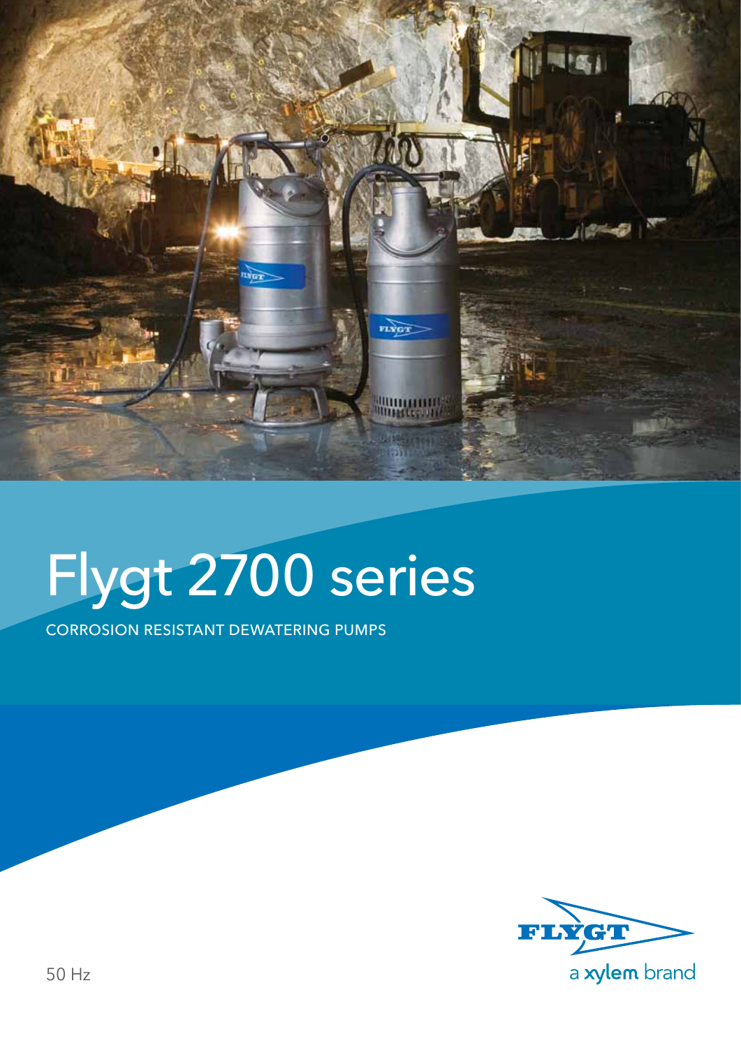# Flygt 2700 series

CORROSION RESISTANT DEWATERING PUMPS

50 Hz

FLYGT

a xylem brand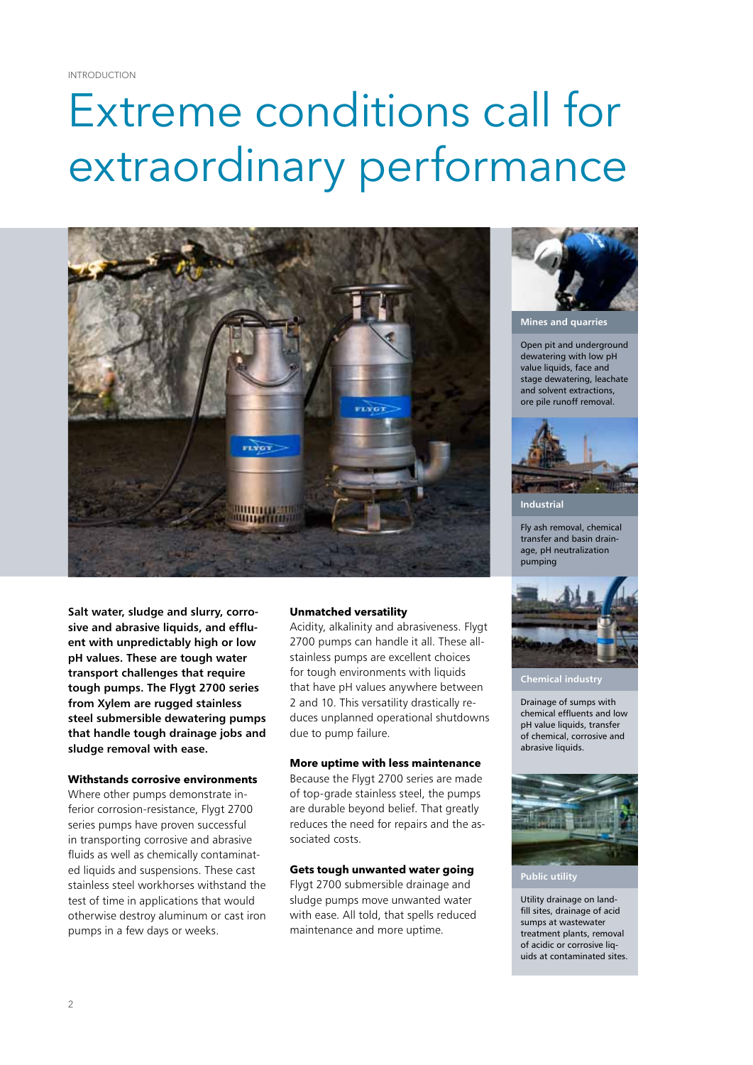INTRODUCTION

# Extreme conditions call for extraordinary performance

**Salt water, sludge and slurry, corrosive and abrasive liquids, and effluent with unpredictably high or low pH values. These are tough water transport challenges that require tough pumps. The Flygt 2700 series from Xylem are rugged stainless steel submersible dewatering pumps that handle tough drainage jobs and sludge removal with ease.**

### Withstands corrosive environments

Where other pumps demonstrate inferior corrosion-resistance, Flygt 2700 series pumps have proven successful in transporting corrosive and abrasive fluids as well as chemically contaminated liquids and suspensions. These cast stainless steel workhorses withstand the test of time in applications that would otherwise destroy aluminum or cast iron pumps in a few days or weeks.

### Unmatched versatility

Acidity, alkalinity and abrasiveness. Flygt 2700 pumps can handle it all. These all-stainless pumps are excellent choices for tough environments with liquids that have pH values anywhere between 2 and 10. This versatility drastically reduces unplanned operational shutdowns due to pump failure.

### More uptime with less maintenance

Because the Flygt 2700 series are made of top-grade stainless steel, the pumps are durable beyond belief. That greatly reduces the need for repairs and the associated costs.

### Gets tough unwanted water going

Flygt 2700 submersible drainage and sludge pumps move unwanted water with ease. All told, that spells reduced maintenance and more uptime.

**Mines and quarries**

Open pit and underground dewatering with low pH value liquids, face and stage dewatering, leachate and solvent extractions, ore pile runoff removal.

**Industrial**

Fly ash removal, chemical transfer and basin drainage, pH neutralization pumping

**Chemical industry**

Drainage of sumps with chemical effluents and low pH value liquids, transfer of chemical, corrosive and abrasive liquids.

**Public utility**

Utility drainage on landfill sites, drainage of acid sumps at wastewater treatment plants, removal of acidic or corrosive liquids at contaminated sites.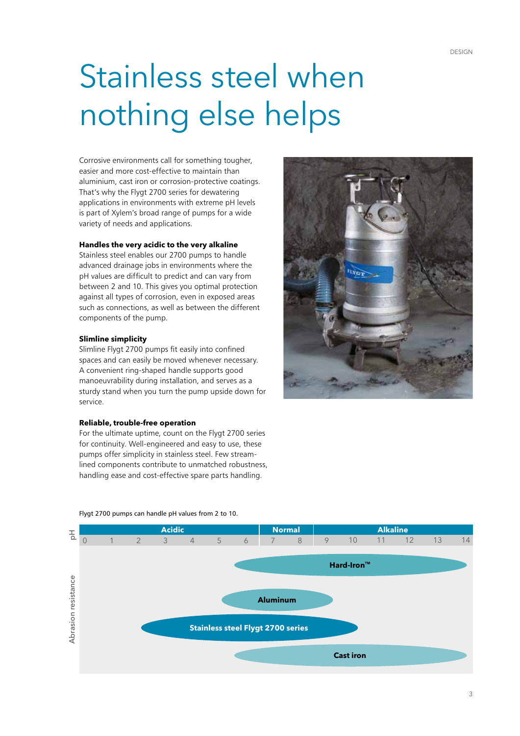# Stainless steel when nothing else helps

Corrosive environments call for something tougher, easier and more cost-effective to maintain than aluminium, cast iron or corrosion-protective coatings. That's why the Flygt 2700 series for dewatering applications in environments with extreme pH levels is part of Xylem's broad range of pumps for a wide variety of needs and applications.

### Handles the very acidic to the very alkaline

Stainless steel enables our 2700 pumps to handle advanced drainage jobs in environments where the pH values are difficult to predict and can vary from between 2 and 10. This gives you optimal protection against all types of corrosion, even in exposed areas such as connections, as well as between the different components of the pump.

### Slimline simplicity

Slimline Flygt 2700 pumps fit easily into confined spaces and can easily be moved whenever necessary. A convenient ring-shaped handle supports good manoeuvrability during installation, and serves as a sturdy stand when you turn the pump upside down for service.

### Reliable, trouble-free operation

For the ultimate uptime, count on the Flygt 2700 series for continuity. Well-engineered and easy to use, these pumps offer simplicity in stainless steel. Few stream-lined components contribute to unmatched robustness, handling ease and cost-effective spare parts handling.

Flygt 2700 pumps can handle pH values from 2 to 10.

pH: Acidic (0–6) | Normal (7–8) | Alkaline (9–14)

Abrasion resistance:

- Hard-Iron™ (approx. pH 6–14)
- Aluminum (approx. pH 5.5–9.5)
- Stainless steel Flygt 2700 series (pH 2–10)
- Cast iron (approx. pH 6–14)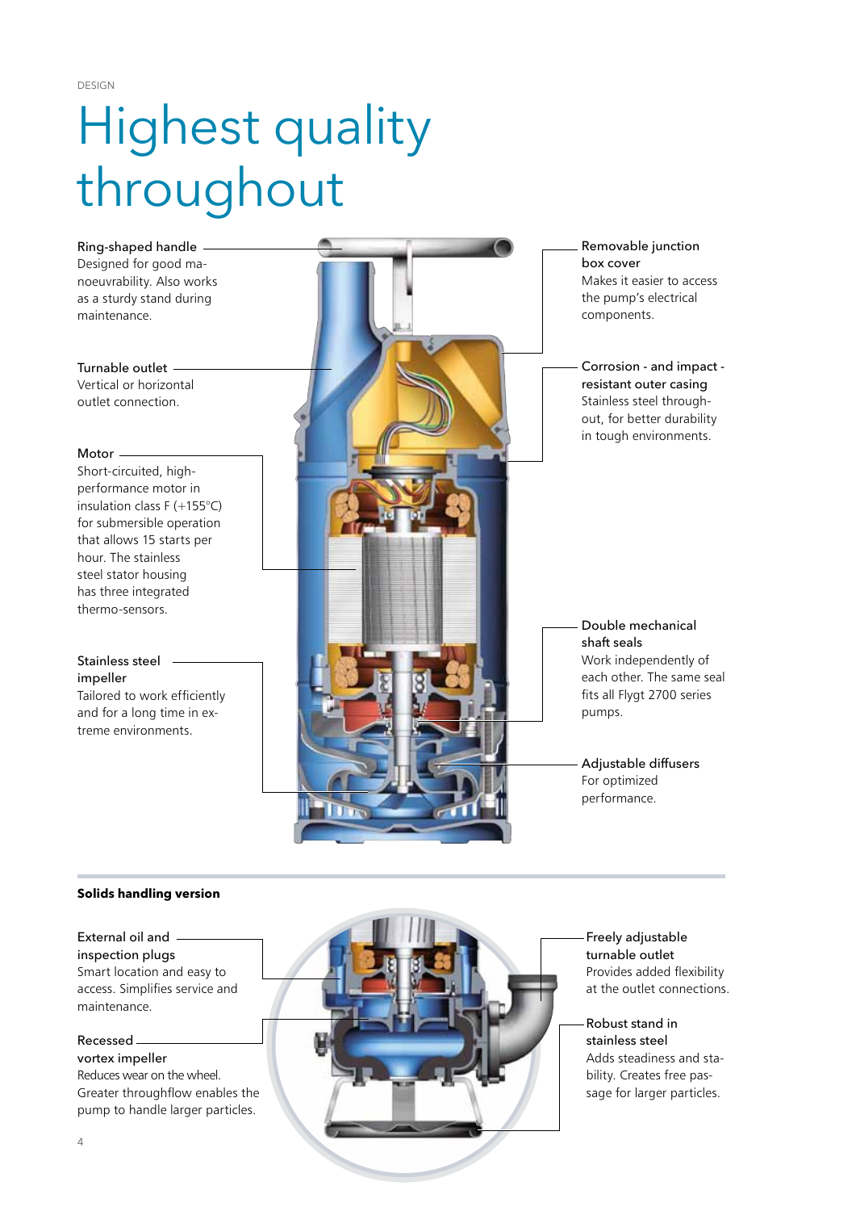DESIGN

# Highest quality throughout

**Ring-shaped handle**
Designed for good manoeuvrability. Also works as a sturdy stand during maintenance.

**Turnable outlet**
Vertical or horizontal outlet connection.

**Motor**
Short-circuited, high-performance motor in insulation class F (+155°C) for submersible operation that allows 15 starts per hour. The stainless steel stator housing has three integrated thermo-sensors.

**Stainless steel impeller**
Tailored to work efficiently and for a long time in extreme environments.

**Removable junction box cover**
Makes it easier to access the pump's electrical components.

**Corrosion - and impact - resistant outer casing**
Stainless steel throughout, for better durability in tough environments.

**Double mechanical shaft seals**
Work independently of each other. The same seal fits all Flygt 2700 series pumps.

**Adjustable diffusers**
For optimized performance.

## Solids handling version

**External oil and inspection plugs**
Smart location and easy to access. Simplifies service and maintenance.

**Recessed vortex impeller**
Reduces wear on the wheel. Greater throughflow enables the pump to handle larger particles.

**Freely adjustable turnable outlet**
Provides added flexibility at the outlet connections.

**Robust stand in stainless steel**
Adds steadiness and stability. Creates free passage for larger particles.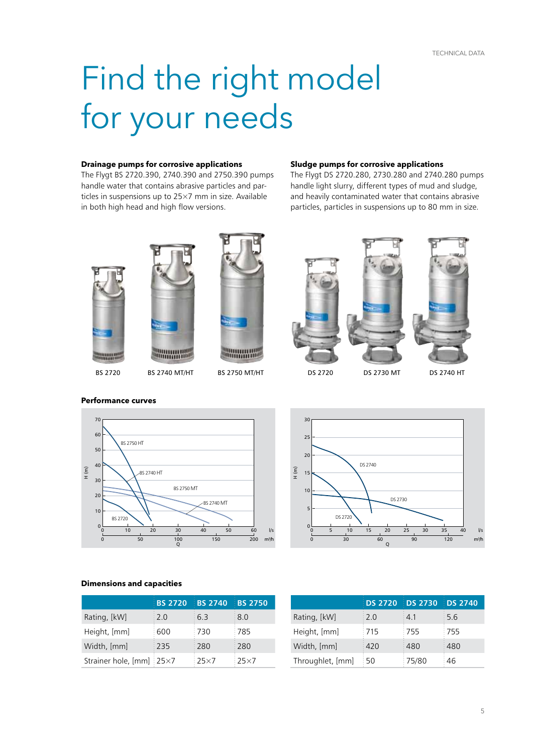# Find the right model for your needs

**Drainage pumps for corrosive applications**
The Flygt BS 2720.390, 2740.390 and 2750.390 pumps handle water that contains abrasive particles and particles in suspensions up to 25×7 mm in size. Available in both high head and high flow versions.

**Sludge pumps for corrosive applications**
The Flygt DS 2720.280, 2730.280 and 2740.280 pumps handle light slurry, different types of mud and sludge, and heavily contaminated water that contains abrasive particles, particles in suspensions up to 80 mm in size.

BS 2720 | BS 2740 MT/HT | BS 2750 MT/HT | DS 2720 | DS 2730 MT | DS 2740 HT

**Performance curves**

**Dimensions and capacities**

| | BS 2720 | BS 2740 | BS 2750 |
|---|---|---|---|
| Rating, [kW] | 2.0 | 6.3 | 8.0 |
| Height, [mm] | 600 | 730 | 785 |
| Width, [mm] | 235 | 280 | 280 |
| Strainer hole, [mm] | 25×7 | 25×7 | 25×7 |

| | DS 2720 | DS 2730 | DS 2740 |
|---|---|---|---|
| Rating, [kW] | 2.0 | 4.1 | 5.6 |
| Height, [mm] | 715 | 755 | 755 |
| Width, [mm] | 420 | 480 | 480 |
| Throughlet, [mm] | 50 | 75/80 | 46 |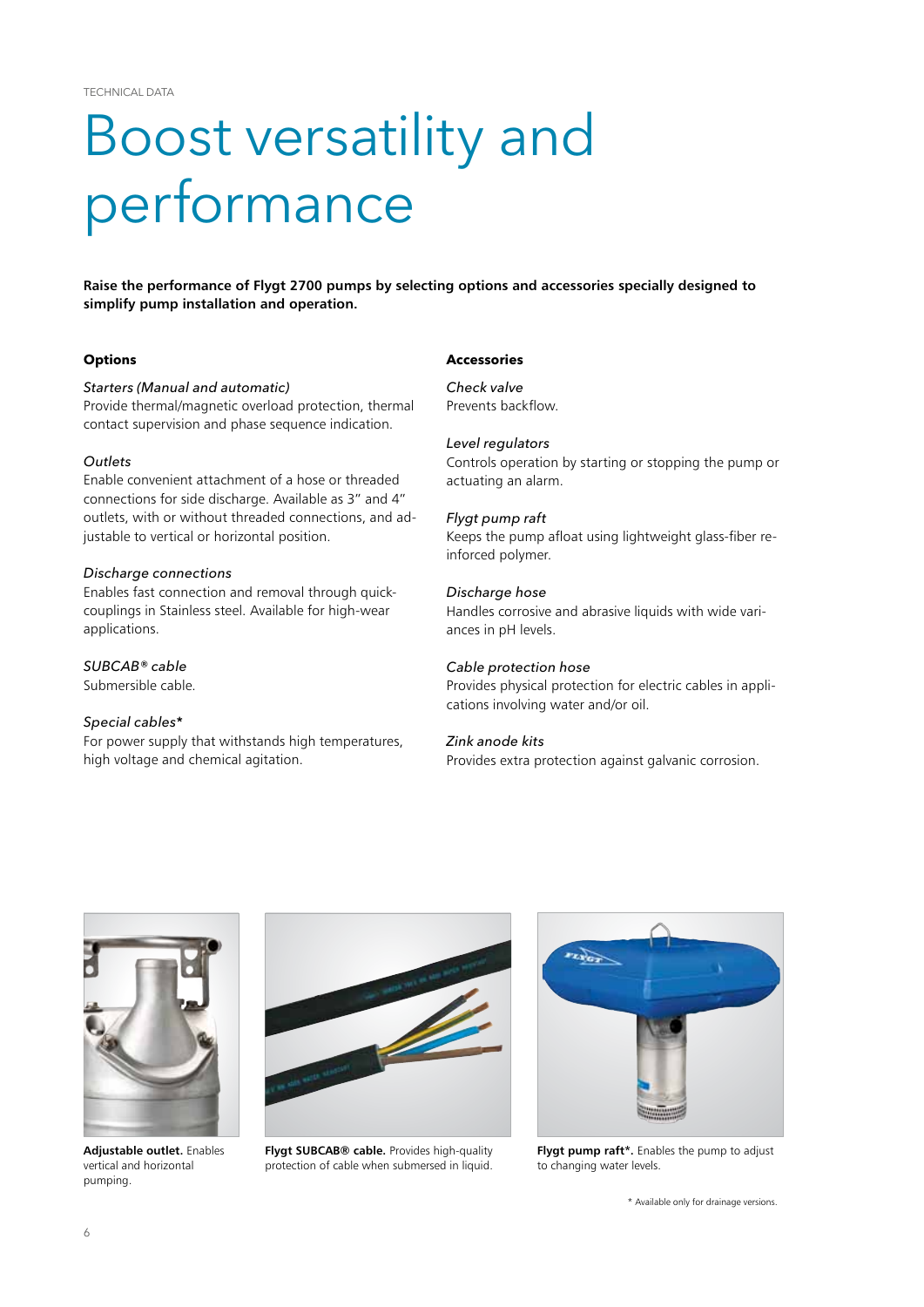TECHNICAL DATA

# Boost versatility and performance

**Raise the performance of Flygt 2700 pumps by selecting options and accessories specially designed to simplify pump installation and operation.**

### Options

*Starters (Manual and automatic)*
Provide thermal/magnetic overload protection, thermal contact supervision and phase sequence indication.

*Outlets*
Enable convenient attachment of a hose or threaded connections for side discharge. Available as 3" and 4" outlets, with or without threaded connections, and adjustable to vertical or horizontal position.

*Discharge connections*
Enables fast connection and removal through quick-couplings in Stainless steel. Available for high-wear applications.

*SUBCAB® cable*
Submersible cable.

*Special cables**
For power supply that withstands high temperatures, high voltage and chemical agitation.

### Accessories

*Check valve*
Prevents backflow.

*Level regulators*
Controls operation by starting or stopping the pump or actuating an alarm.

*Flygt pump raft*
Keeps the pump afloat using lightweight glass-fiber reinforced polymer.

*Discharge hose*
Handles corrosive and abrasive liquids with wide variances in pH levels.

*Cable protection hose*
Provides physical protection for electric cables in applications involving water and/or oil.

*Zink anode kits*
Provides extra protection against galvanic corrosion.

**Adjustable outlet.** Enables vertical and horizontal pumping.

**Flygt SUBCAB® cable.** Provides high-quality protection of cable when submersed in liquid.

**Flygt pump raft*.** Enables the pump to adjust to changing water levels.

\* Available only for drainage versions.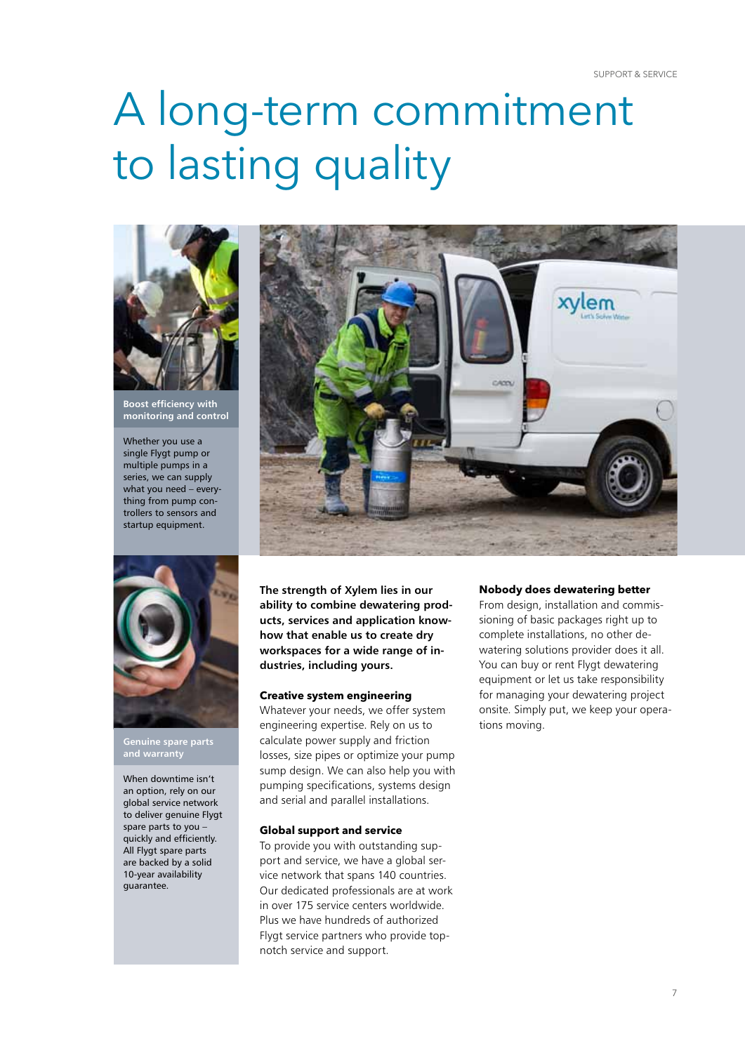# A long-term commitment to lasting quality

**Boost efficiency with monitoring and control**

Whether you use a single Flygt pump or multiple pumps in a series, we can supply what you need – everything from pump controllers to sensors and startup equipment.

**Genuine spare parts and warranty**

When downtime isn't an option, rely on our global service network to deliver genuine Flygt spare parts to you – quickly and efficiently. All Flygt spare parts are backed by a solid 10-year availability guarantee.

**The strength of Xylem lies in our ability to combine dewatering products, services and application know-how that enable us to create dry workspaces for a wide range of industries, including yours.**

### Creative system engineering

Whatever your needs, we offer system engineering expertise. Rely on us to calculate power supply and friction losses, size pipes or optimize your pump sump design. We can also help you with pumping specifications, systems design and serial and parallel installations.

### Global support and service

To provide you with outstanding support and service, we have a global service network that spans 140 countries. Our dedicated professionals are at work in over 175 service centers worldwide. Plus we have hundreds of authorized Flygt service partners who provide top-notch service and support.

### Nobody does dewatering better

From design, installation and commissioning of basic packages right up to complete installations, no other dewatering solutions provider does it all. You can buy or rent Flygt dewatering equipment or let us take responsibility for managing your dewatering project onsite. Simply put, we keep your operations moving.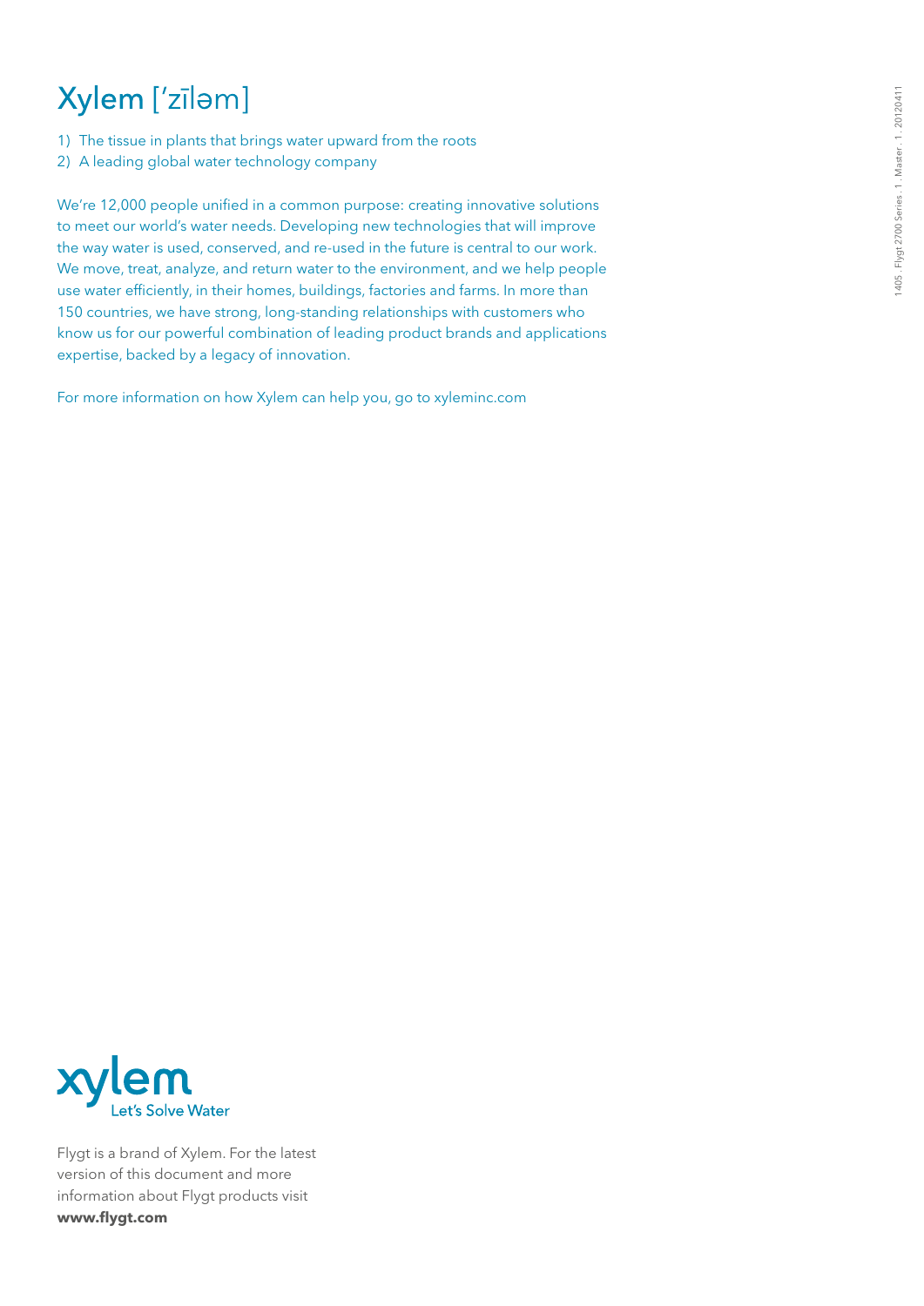# Xylem [ˈzīləm]

1) The tissue in plants that brings water upward from the roots
2) A leading global water technology company

We're 12,000 people unified in a common purpose: creating innovative solutions to meet our world's water needs. Developing new technologies that will improve the way water is used, conserved, and re-used in the future is central to our work. We move, treat, analyze, and return water to the environment, and we help people use water efficiently, in their homes, buildings, factories and farms. In more than 150 countries, we have strong, long-standing relationships with customers who know us for our powerful combination of leading product brands and applications expertise, backed by a legacy of innovation.

For more information on how Xylem can help you, go to xyleminc.com

1405 . Flygt 2700 Series . 1 . Master . 1 . 20120411

xylem
Let's Solve Water

Flygt is a brand of Xylem. For the latest version of this document and more information about Flygt products visit **www.flygt.com**